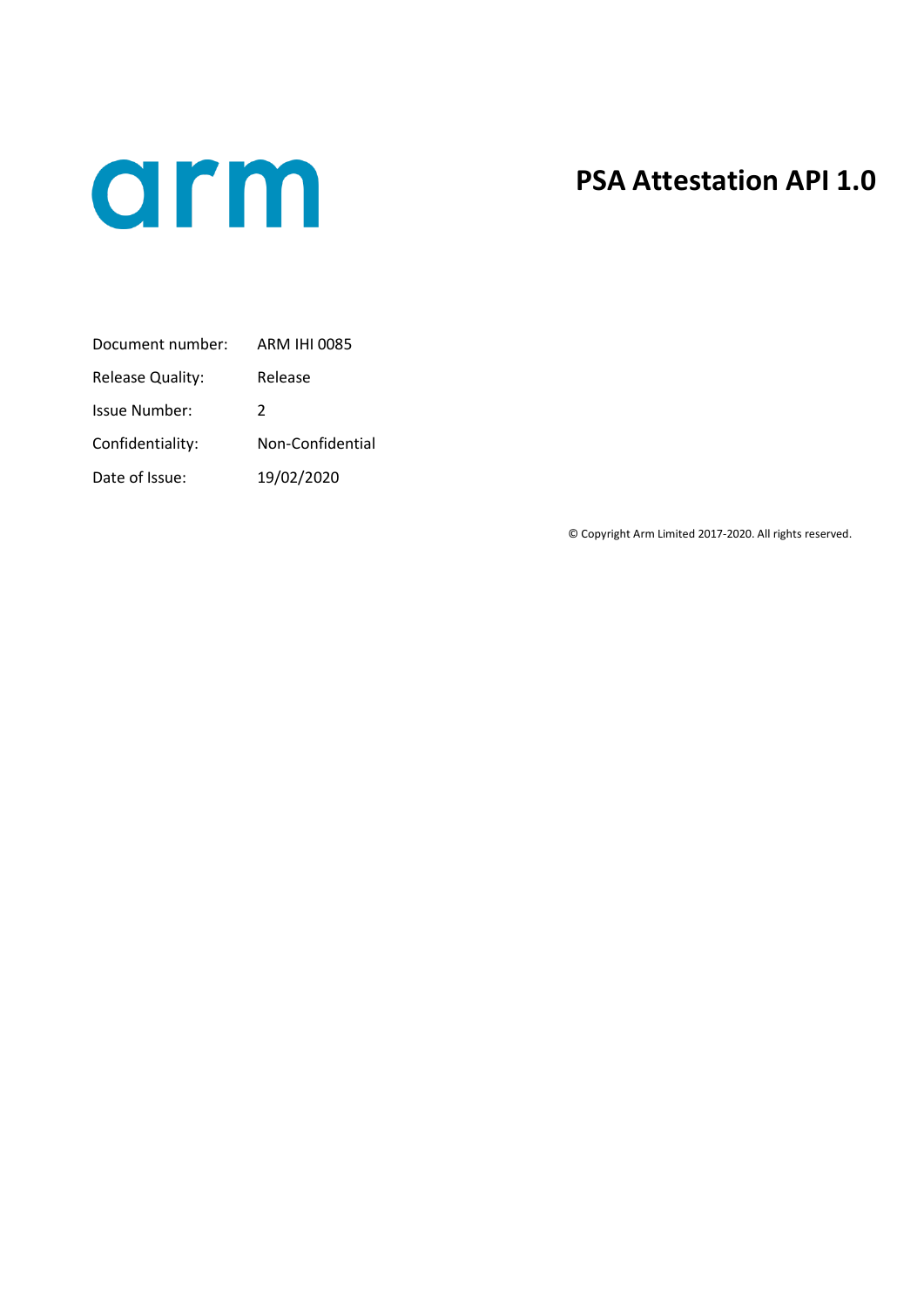# PSA Attestation API 1.0

| | |
|---|---|
| Document number: | ARM IHI 0085 |
| Release Quality: | Release |
| Issue Number: | 2 |
| Confidentiality: | Non-Confidential |
| Date of Issue: | 19/02/2020 |

© Copyright Arm Limited 2017-2020. All rights reserved.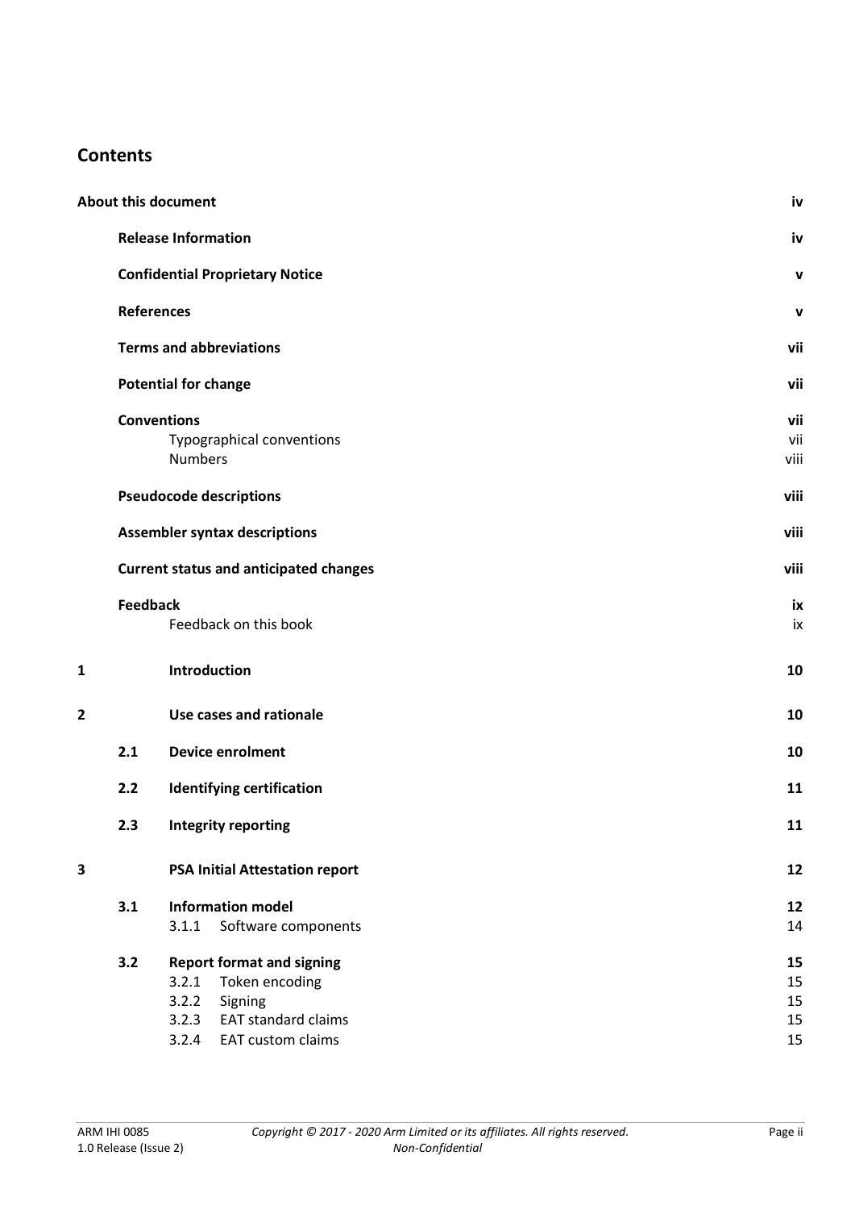## Contents

| | | |
|---|---|---|
| **About this document** | | **iv** |
| | **Release Information** | **iv** |
| | **Confidential Proprietary Notice** | **v** |
| | **References** | **v** |
| | **Terms and abbreviations** | **vii** |
| | **Potential for change** | **vii** |
| | **Conventions** | **vii** |
| | Typographical conventions | vii |
| | Numbers | viii |
| | **Pseudocode descriptions** | **viii** |
| | **Assembler syntax descriptions** | **viii** |
| | **Current status and anticipated changes** | **viii** |
| | **Feedback** | **ix** |
| | Feedback on this book | ix |
| **1** | **Introduction** | **10** |
| **2** | **Use cases and rationale** | **10** |
| **2.1** | **Device enrolment** | **10** |
| **2.2** | **Identifying certification** | **11** |
| **2.3** | **Integrity reporting** | **11** |
| **3** | **PSA Initial Attestation report** | **12** |
| **3.1** | **Information model** | **12** |
| | 3.1.1 Software components | 14 |
| **3.2** | **Report format and signing** | **15** |
| | 3.2.1 Token encoding | 15 |
| | 3.2.2 Signing | 15 |
| | 3.2.3 EAT standard claims | 15 |
| | 3.2.4 EAT custom claims | 15 |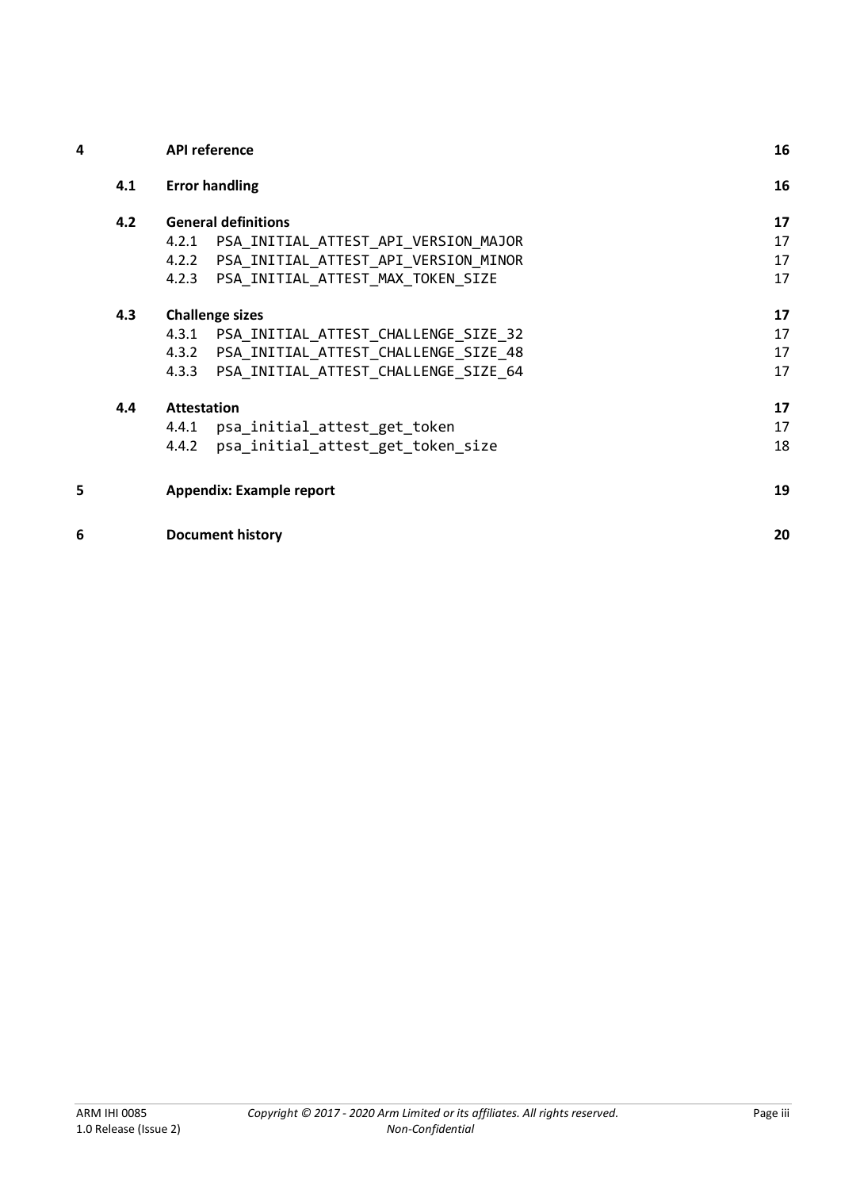| | | | |
|---|---|---|---|
| **4** | | **API reference** | **16** |
| | **4.1** | **Error handling** | **16** |
| | **4.2** | **General definitions** | **17** |
| | | 4.2.1 `PSA_INITIAL_ATTEST_API_VERSION_MAJOR` | 17 |
| | | 4.2.2 `PSA_INITIAL_ATTEST_API_VERSION_MINOR` | 17 |
| | | 4.2.3 `PSA_INITIAL_ATTEST_MAX_TOKEN_SIZE` | 17 |
| | **4.3** | **Challenge sizes** | **17** |
| | | 4.3.1 `PSA_INITIAL_ATTEST_CHALLENGE_SIZE_32` | 17 |
| | | 4.3.2 `PSA_INITIAL_ATTEST_CHALLENGE_SIZE_48` | 17 |
| | | 4.3.3 `PSA_INITIAL_ATTEST_CHALLENGE_SIZE_64` | 17 |
| | **4.4** | **Attestation** | **17** |
| | | 4.4.1 `psa_initial_attest_get_token` | 17 |
| | | 4.4.2 `psa_initial_attest_get_token_size` | 18 |
| **5** | | **Appendix: Example report** | **19** |
| **6** | | **Document history** | **20** |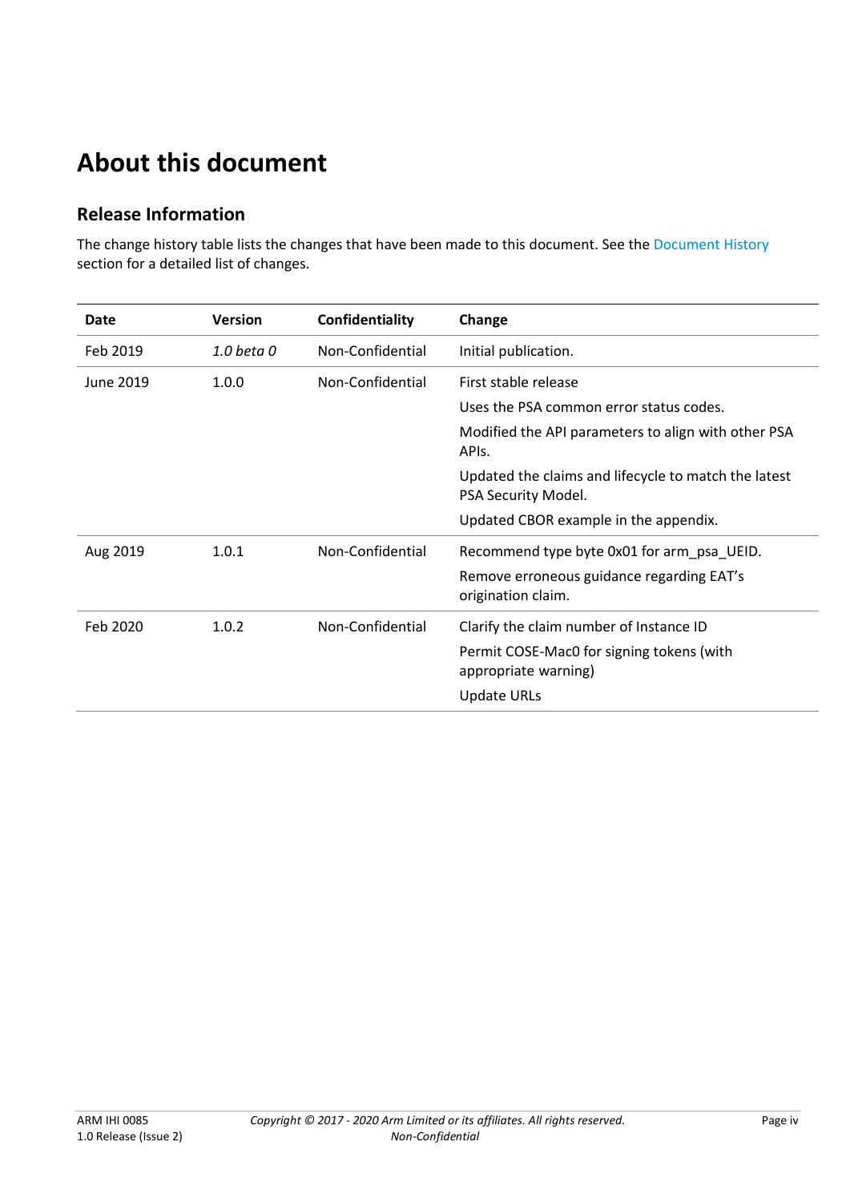# About this document

## Release Information

The change history table lists the changes that have been made to this document. See the Document History section for a detailed list of changes.

| Date | Version | Confidentiality | Change |
|---|---|---|---|
| Feb 2019 | *1.0 beta 0* | Non-Confidential | Initial publication. |
| June 2019 | 1.0.0 | Non-Confidential | First stable release<br>Uses the PSA common error status codes.<br>Modified the API parameters to align with other PSA APIs.<br>Updated the claims and lifecycle to match the latest PSA Security Model.<br>Updated CBOR example in the appendix. |
| Aug 2019 | 1.0.1 | Non-Confidential | Recommend type byte 0x01 for arm_psa_UEID.<br>Remove erroneous guidance regarding EAT's origination claim. |
| Feb 2020 | 1.0.2 | Non-Confidential | Clarify the claim number of Instance ID<br>Permit COSE-Mac0 for signing tokens (with appropriate warning)<br>Update URLs |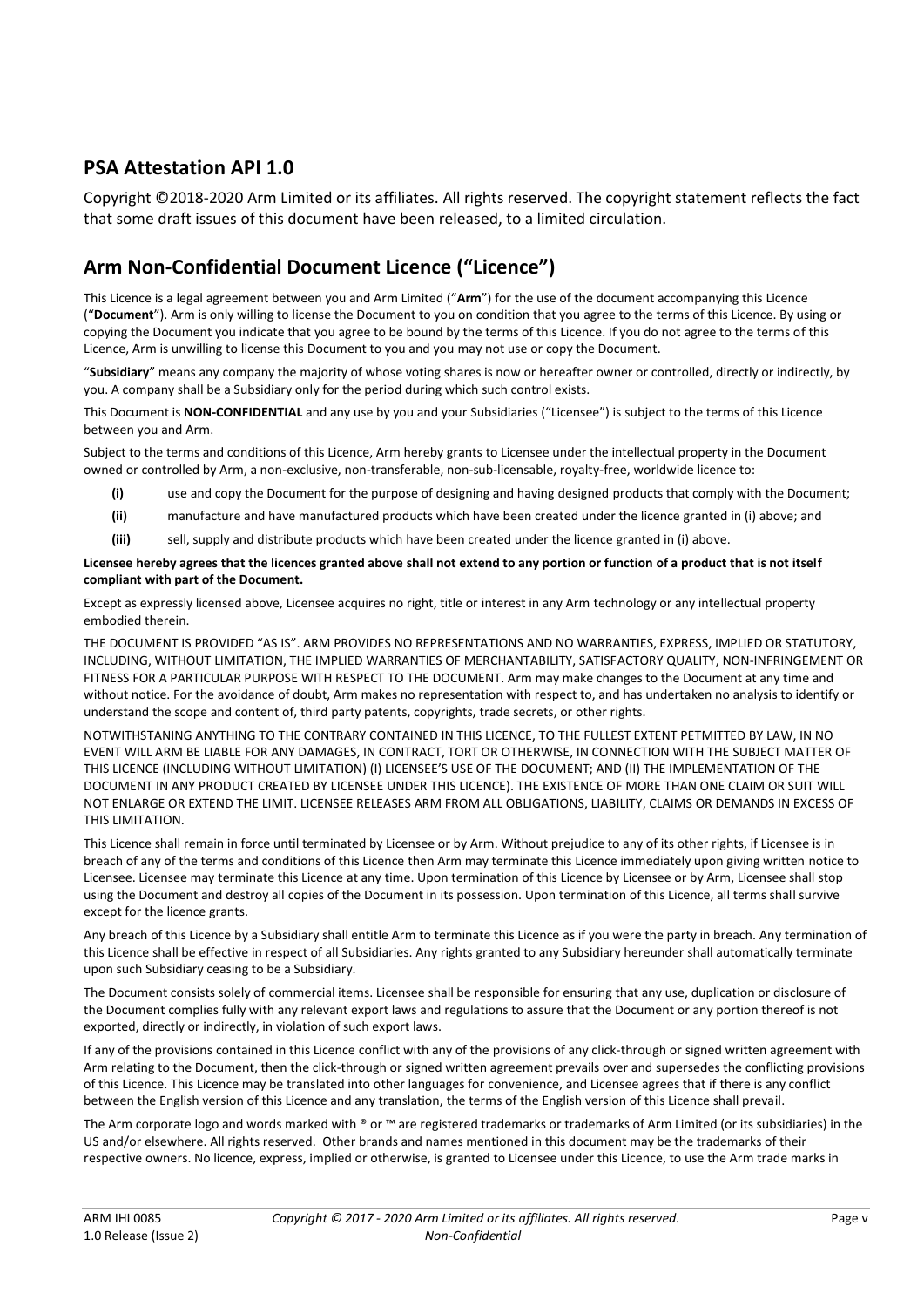## PSA Attestation API 1.0

Copyright ©2018-2020 Arm Limited or its affiliates. All rights reserved. The copyright statement reflects the fact that some draft issues of this document have been released, to a limited circulation.

## Arm Non-Confidential Document Licence ("Licence")

This Licence is a legal agreement between you and Arm Limited ("**Arm**") for the use of the document accompanying this Licence ("**Document**"). Arm is only willing to license the Document to you on condition that you agree to the terms of this Licence. By using or copying the Document you indicate that you agree to be bound by the terms of this Licence. If you do not agree to the terms of this Licence, Arm is unwilling to license this Document to you and you may not use or copy the Document.

"**Subsidiary**" means any company the majority of whose voting shares is now or hereafter owner or controlled, directly or indirectly, by you. A company shall be a Subsidiary only for the period during which such control exists.

This Document is **NON-CONFIDENTIAL** and any use by you and your Subsidiaries ("Licensee") is subject to the terms of this Licence between you and Arm.

Subject to the terms and conditions of this Licence, Arm hereby grants to Licensee under the intellectual property in the Document owned or controlled by Arm, a non-exclusive, non-transferable, non-sub-licensable, royalty-free, worldwide licence to:

- **(i)** use and copy the Document for the purpose of designing and having designed products that comply with the Document;
- **(ii)** manufacture and have manufactured products which have been created under the licence granted in (i) above; and
- **(iii)** sell, supply and distribute products which have been created under the licence granted in (i) above.

**Licensee hereby agrees that the licences granted above shall not extend to any portion or function of a product that is not itself compliant with part of the Document.**

Except as expressly licensed above, Licensee acquires no right, title or interest in any Arm technology or any intellectual property embodied therein.

THE DOCUMENT IS PROVIDED "AS IS". ARM PROVIDES NO REPRESENTATIONS AND NO WARRANTIES, EXPRESS, IMPLIED OR STATUTORY, INCLUDING, WITHOUT LIMITATION, THE IMPLIED WARRANTIES OF MERCHANTABILITY, SATISFACTORY QUALITY, NON-INFRINGEMENT OR FITNESS FOR A PARTICULAR PURPOSE WITH RESPECT TO THE DOCUMENT. Arm may make changes to the Document at any time and without notice. For the avoidance of doubt, Arm makes no representation with respect to, and has undertaken no analysis to identify or understand the scope and content of, third party patents, copyrights, trade secrets, or other rights.

NOTWITHSTANING ANYTHING TO THE CONTRARY CONTAINED IN THIS LICENCE, TO THE FULLEST EXTENT PETMITTED BY LAW, IN NO EVENT WILL ARM BE LIABLE FOR ANY DAMAGES, IN CONTRACT, TORT OR OTHERWISE, IN CONNECTION WITH THE SUBJECT MATTER OF THIS LICENCE (INCLUDING WITHOUT LIMITATION) (I) LICENSEE'S USE OF THE DOCUMENT; AND (II) THE IMPLEMENTATION OF THE DOCUMENT IN ANY PRODUCT CREATED BY LICENSEE UNDER THIS LICENCE). THE EXISTENCE OF MORE THAN ONE CLAIM OR SUIT WILL NOT ENLARGE OR EXTEND THE LIMIT. LICENSEE RELEASES ARM FROM ALL OBLIGATIONS, LIABILITY, CLAIMS OR DEMANDS IN EXCESS OF THIS LIMITATION.

This Licence shall remain in force until terminated by Licensee or by Arm. Without prejudice to any of its other rights, if Licensee is in breach of any of the terms and conditions of this Licence then Arm may terminate this Licence immediately upon giving written notice to Licensee. Licensee may terminate this Licence at any time. Upon termination of this Licence by Licensee or by Arm, Licensee shall stop using the Document and destroy all copies of the Document in its possession. Upon termination of this Licence, all terms shall survive except for the licence grants.

Any breach of this Licence by a Subsidiary shall entitle Arm to terminate this Licence as if you were the party in breach. Any termination of this Licence shall be effective in respect of all Subsidiaries. Any rights granted to any Subsidiary hereunder shall automatically terminate upon such Subsidiary ceasing to be a Subsidiary.

The Document consists solely of commercial items. Licensee shall be responsible for ensuring that any use, duplication or disclosure of the Document complies fully with any relevant export laws and regulations to assure that the Document or any portion thereof is not exported, directly or indirectly, in violation of such export laws.

If any of the provisions contained in this Licence conflict with any of the provisions of any click-through or signed written agreement with Arm relating to the Document, then the click-through or signed written agreement prevails over and supersedes the conflicting provisions of this Licence. This Licence may be translated into other languages for convenience, and Licensee agrees that if there is any conflict between the English version of this Licence and any translation, the terms of the English version of this Licence shall prevail.

The Arm corporate logo and words marked with ® or ™ are registered trademarks or trademarks of Arm Limited (or its subsidiaries) in the US and/or elsewhere. All rights reserved. Other brands and names mentioned in this document may be the trademarks of their respective owners. No licence, express, implied or otherwise, is granted to Licensee under this Licence, to use the Arm trade marks in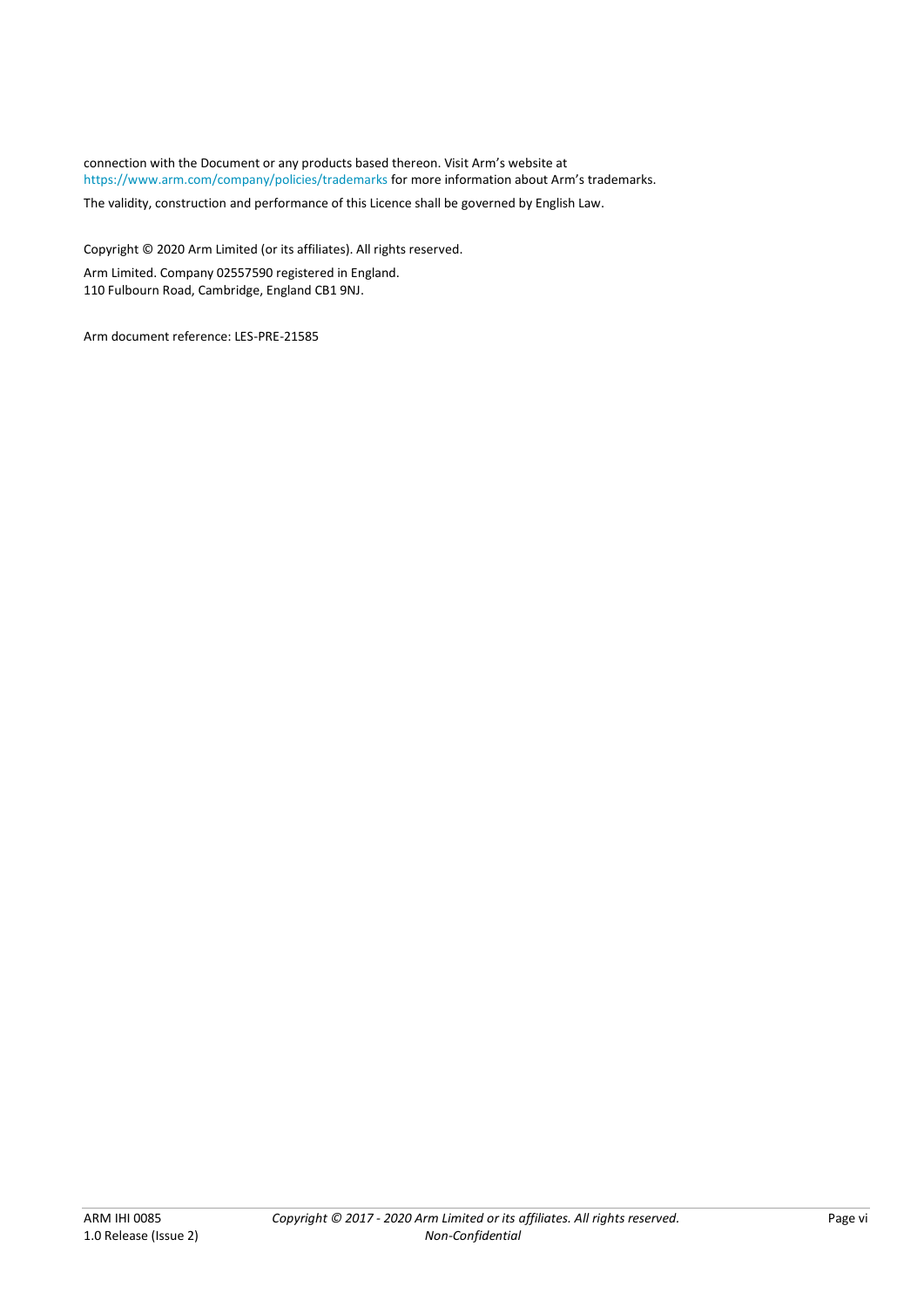connection with the Document or any products based thereon. Visit Arm's website at https://www.arm.com/company/policies/trademarks for more information about Arm's trademarks.

The validity, construction and performance of this Licence shall be governed by English Law.

Copyright © 2020 Arm Limited (or its affiliates). All rights reserved.

Arm Limited. Company 02557590 registered in England.
110 Fulbourn Road, Cambridge, England CB1 9NJ.

Arm document reference: LES-PRE-21585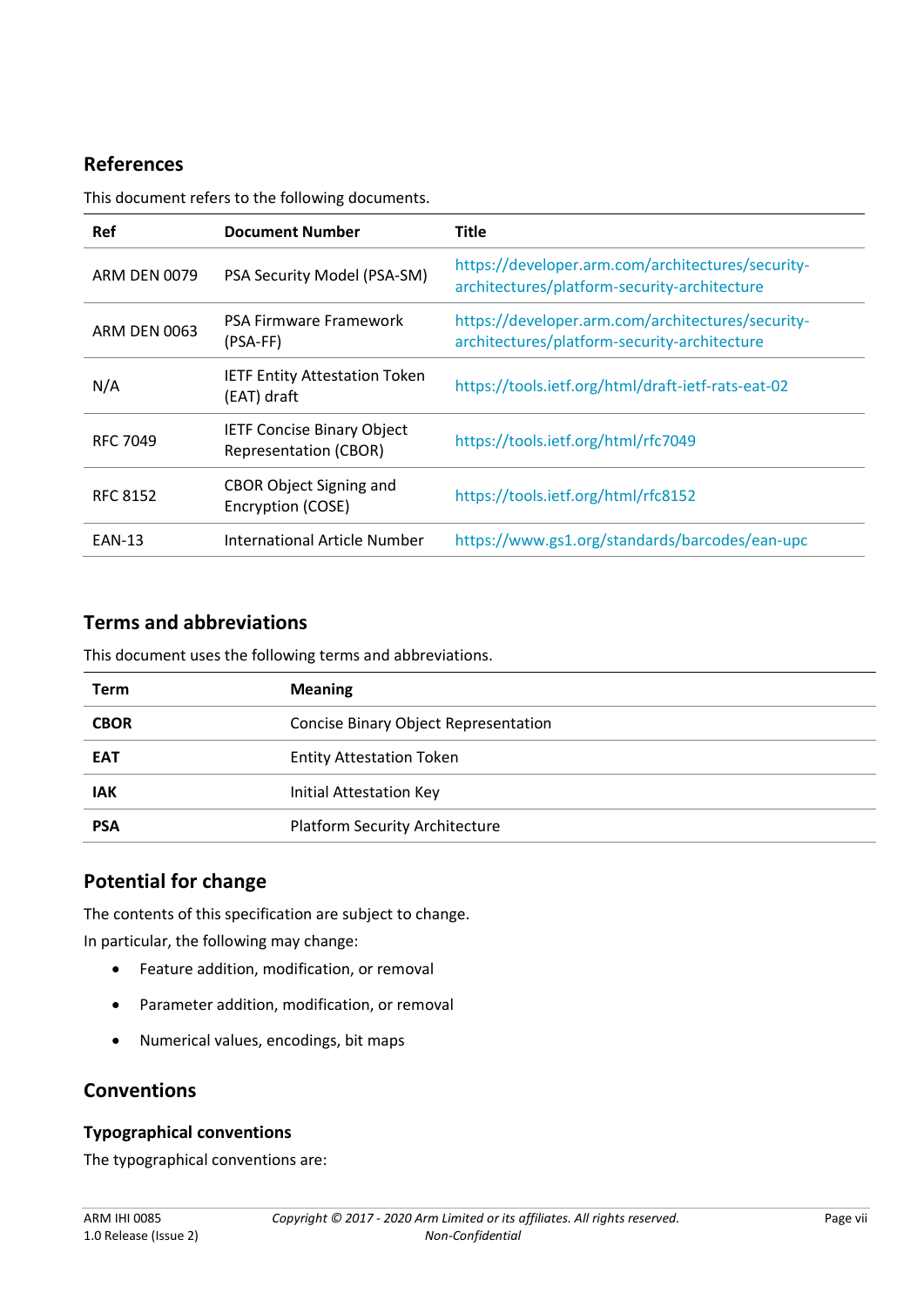## References

This document refers to the following documents.

| Ref | Document Number | Title |
|---|---|---|
| ARM DEN 0079 | PSA Security Model (PSA-SM) | https://developer.arm.com/architectures/security-architectures/platform-security-architecture |
| ARM DEN 0063 | PSA Firmware Framework (PSA-FF) | https://developer.arm.com/architectures/security-architectures/platform-security-architecture |
| N/A | IETF Entity Attestation Token (EAT) draft | https://tools.ietf.org/html/draft-ietf-rats-eat-02 |
| RFC 7049 | IETF Concise Binary Object Representation (CBOR) | https://tools.ietf.org/html/rfc7049 |
| RFC 8152 | CBOR Object Signing and Encryption (COSE) | https://tools.ietf.org/html/rfc8152 |
| EAN-13 | International Article Number | https://www.gs1.org/standards/barcodes/ean-upc |

## Terms and abbreviations

This document uses the following terms and abbreviations.

| Term | Meaning |
|---|---|
| **CBOR** | Concise Binary Object Representation |
| **EAT** | Entity Attestation Token |
| **IAK** | Initial Attestation Key |
| **PSA** | Platform Security Architecture |

## Potential for change

The contents of this specification are subject to change.

In particular, the following may change:

- Feature addition, modification, or removal
- Parameter addition, modification, or removal
- Numerical values, encodings, bit maps

## Conventions

### Typographical conventions

The typographical conventions are: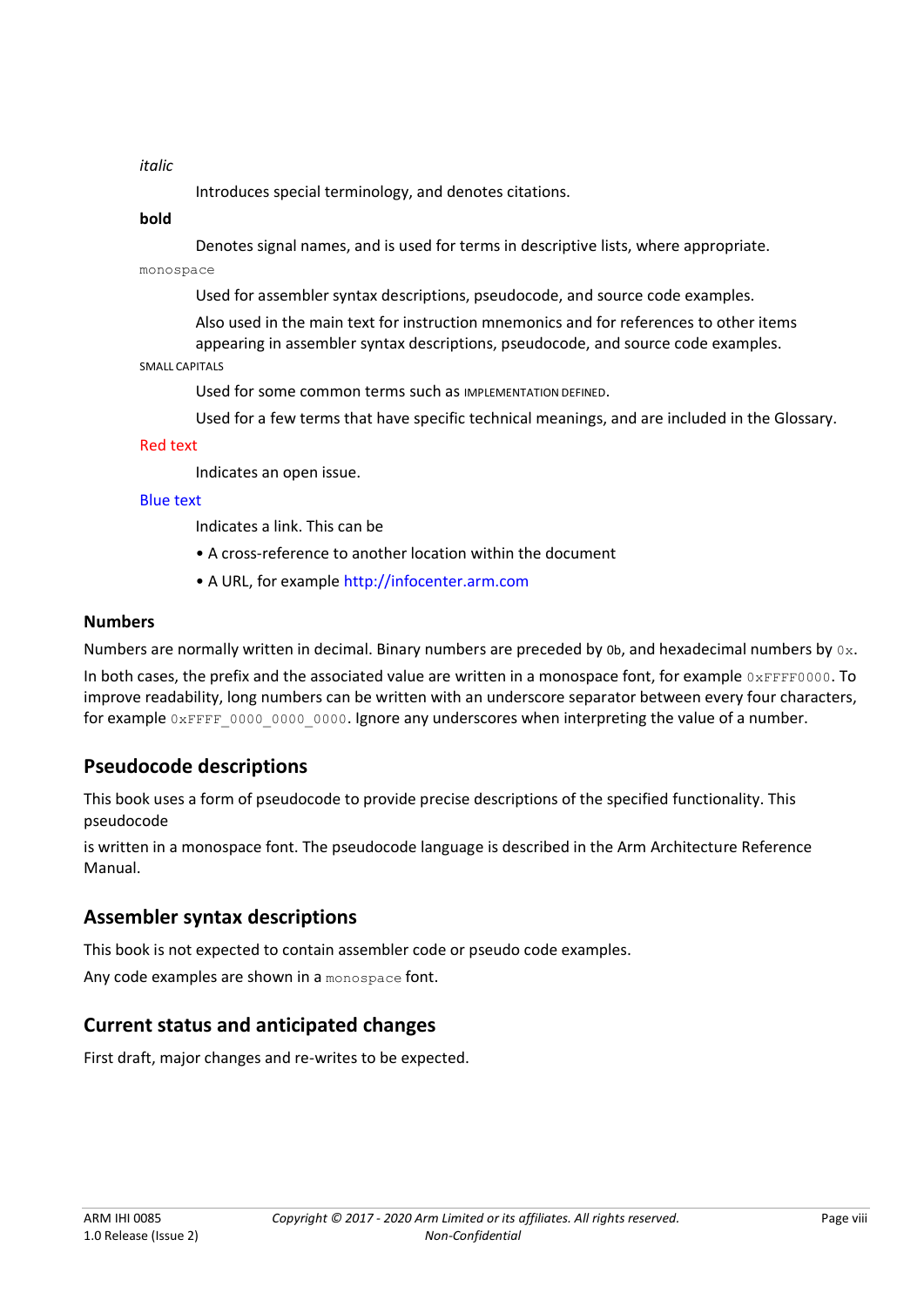*italic*

Introduces special terminology, and denotes citations.

**bold**

Denotes signal names, and is used for terms in descriptive lists, where appropriate.

`monospace`

Used for assembler syntax descriptions, pseudocode, and source code examples.

Also used in the main text for instruction mnemonics and for references to other items appearing in assembler syntax descriptions, pseudocode, and source code examples.

SMALL CAPITALS

Used for some common terms such as IMPLEMENTATION DEFINED.

Used for a few terms that have specific technical meanings, and are included in the Glossary.

Red text

Indicates an open issue.

Blue text

Indicates a link. This can be

- A cross-reference to another location within the document
- A URL, for example http://infocenter.arm.com

### Numbers

Numbers are normally written in decimal. Binary numbers are preceded by `0b`, and hexadecimal numbers by `0x`.

In both cases, the prefix and the associated value are written in a monospace font, for example `0xFFFF0000`. To improve readability, long numbers can be written with an underscore separator between every four characters, for example `0xFFFF_0000_0000_0000`. Ignore any underscores when interpreting the value of a number.

## Pseudocode descriptions

This book uses a form of pseudocode to provide precise descriptions of the specified functionality. This pseudocode

is written in a monospace font. The pseudocode language is described in the Arm Architecture Reference Manual.

## Assembler syntax descriptions

This book is not expected to contain assembler code or pseudo code examples.

Any code examples are shown in a `monospace` font.

## Current status and anticipated changes

First draft, major changes and re-writes to be expected.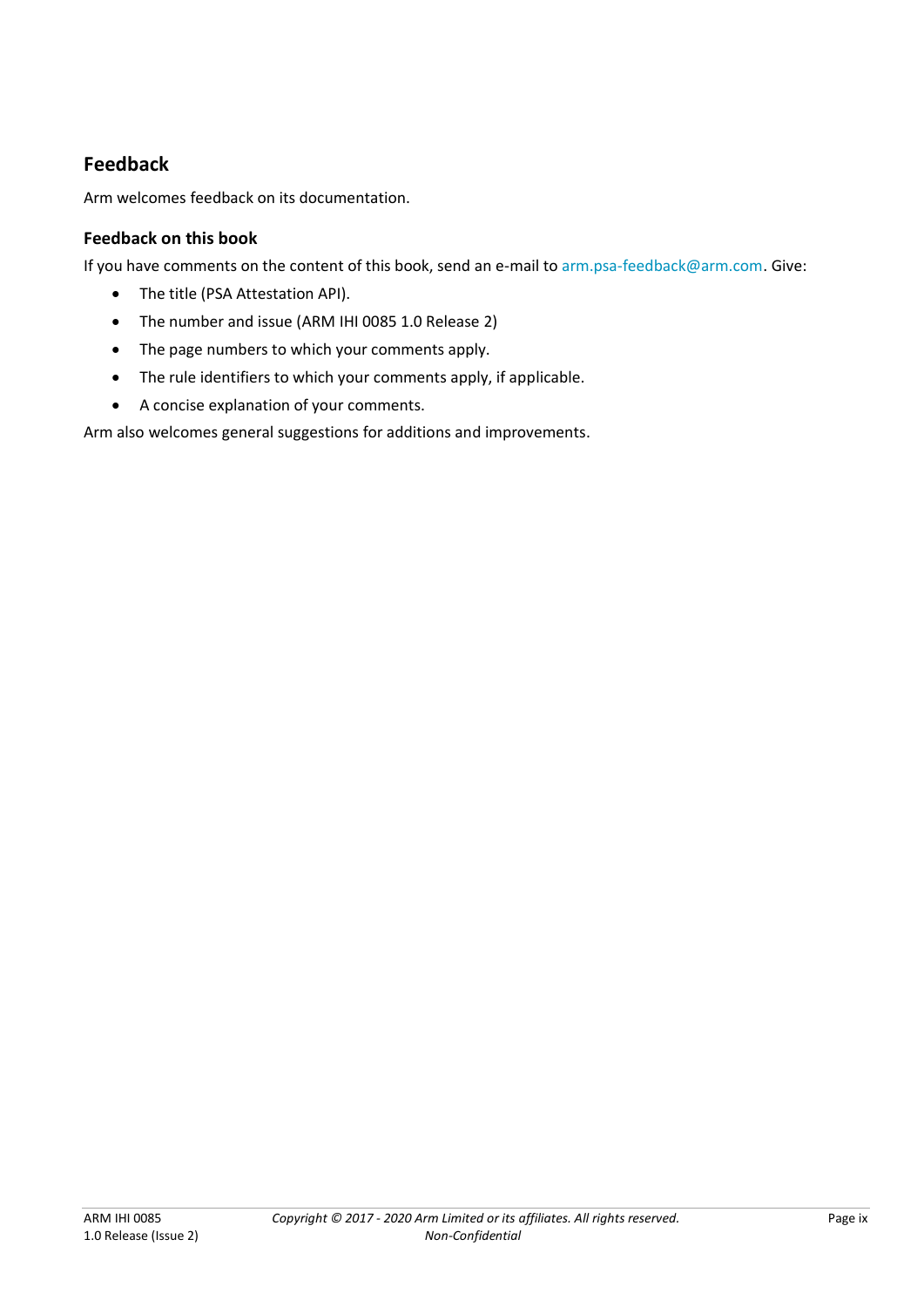## Feedback

Arm welcomes feedback on its documentation.

### Feedback on this book

If you have comments on the content of this book, send an e-mail to arm.psa-feedback@arm.com. Give:

- The title (PSA Attestation API).
- The number and issue (ARM IHI 0085 1.0 Release 2)
- The page numbers to which your comments apply.
- The rule identifiers to which your comments apply, if applicable.
- A concise explanation of your comments.

Arm also welcomes general suggestions for additions and improvements.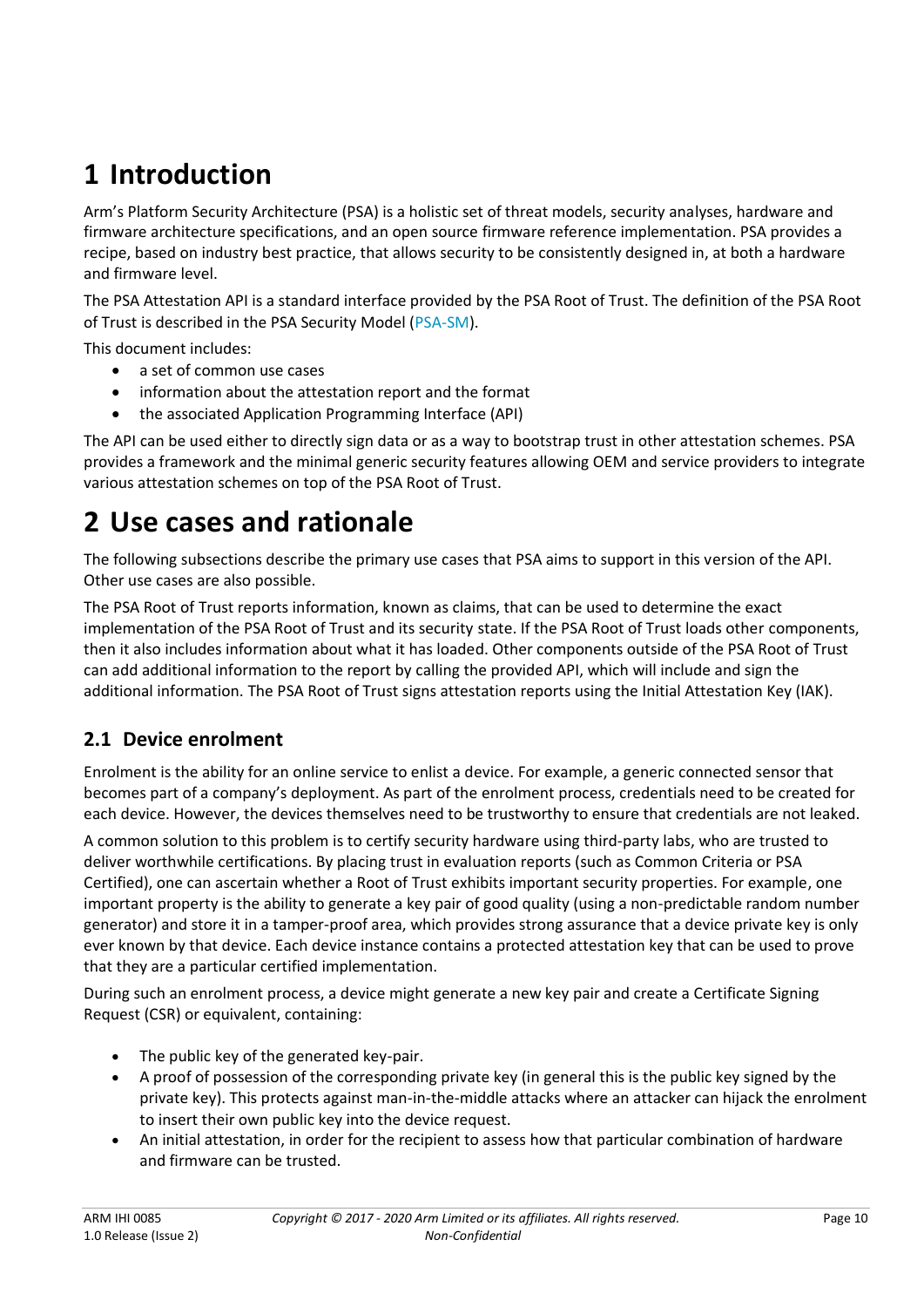# 1 Introduction

Arm's Platform Security Architecture (PSA) is a holistic set of threat models, security analyses, hardware and firmware architecture specifications, and an open source firmware reference implementation. PSA provides a recipe, based on industry best practice, that allows security to be consistently designed in, at both a hardware and firmware level.

The PSA Attestation API is a standard interface provided by the PSA Root of Trust. The definition of the PSA Root of Trust is described in the PSA Security Model (PSA-SM).

This document includes:

- a set of common use cases
- information about the attestation report and the format
- the associated Application Programming Interface (API)

The API can be used either to directly sign data or as a way to bootstrap trust in other attestation schemes. PSA provides a framework and the minimal generic security features allowing OEM and service providers to integrate various attestation schemes on top of the PSA Root of Trust.

# 2 Use cases and rationale

The following subsections describe the primary use cases that PSA aims to support in this version of the API. Other use cases are also possible.

The PSA Root of Trust reports information, known as claims, that can be used to determine the exact implementation of the PSA Root of Trust and its security state. If the PSA Root of Trust loads other components, then it also includes information about what it has loaded. Other components outside of the PSA Root of Trust can add additional information to the report by calling the provided API, which will include and sign the additional information. The PSA Root of Trust signs attestation reports using the Initial Attestation Key (IAK).

## 2.1 Device enrolment

Enrolment is the ability for an online service to enlist a device. For example, a generic connected sensor that becomes part of a company's deployment. As part of the enrolment process, credentials need to be created for each device. However, the devices themselves need to be trustworthy to ensure that credentials are not leaked.

A common solution to this problem is to certify security hardware using third-party labs, who are trusted to deliver worthwhile certifications. By placing trust in evaluation reports (such as Common Criteria or PSA Certified), one can ascertain whether a Root of Trust exhibits important security properties. For example, one important property is the ability to generate a key pair of good quality (using a non-predictable random number generator) and store it in a tamper-proof area, which provides strong assurance that a device private key is only ever known by that device. Each device instance contains a protected attestation key that can be used to prove that they are a particular certified implementation.

During such an enrolment process, a device might generate a new key pair and create a Certificate Signing Request (CSR) or equivalent, containing:

- The public key of the generated key-pair.
- A proof of possession of the corresponding private key (in general this is the public key signed by the private key). This protects against man-in-the-middle attacks where an attacker can hijack the enrolment to insert their own public key into the device request.
- An initial attestation, in order for the recipient to assess how that particular combination of hardware and firmware can be trusted.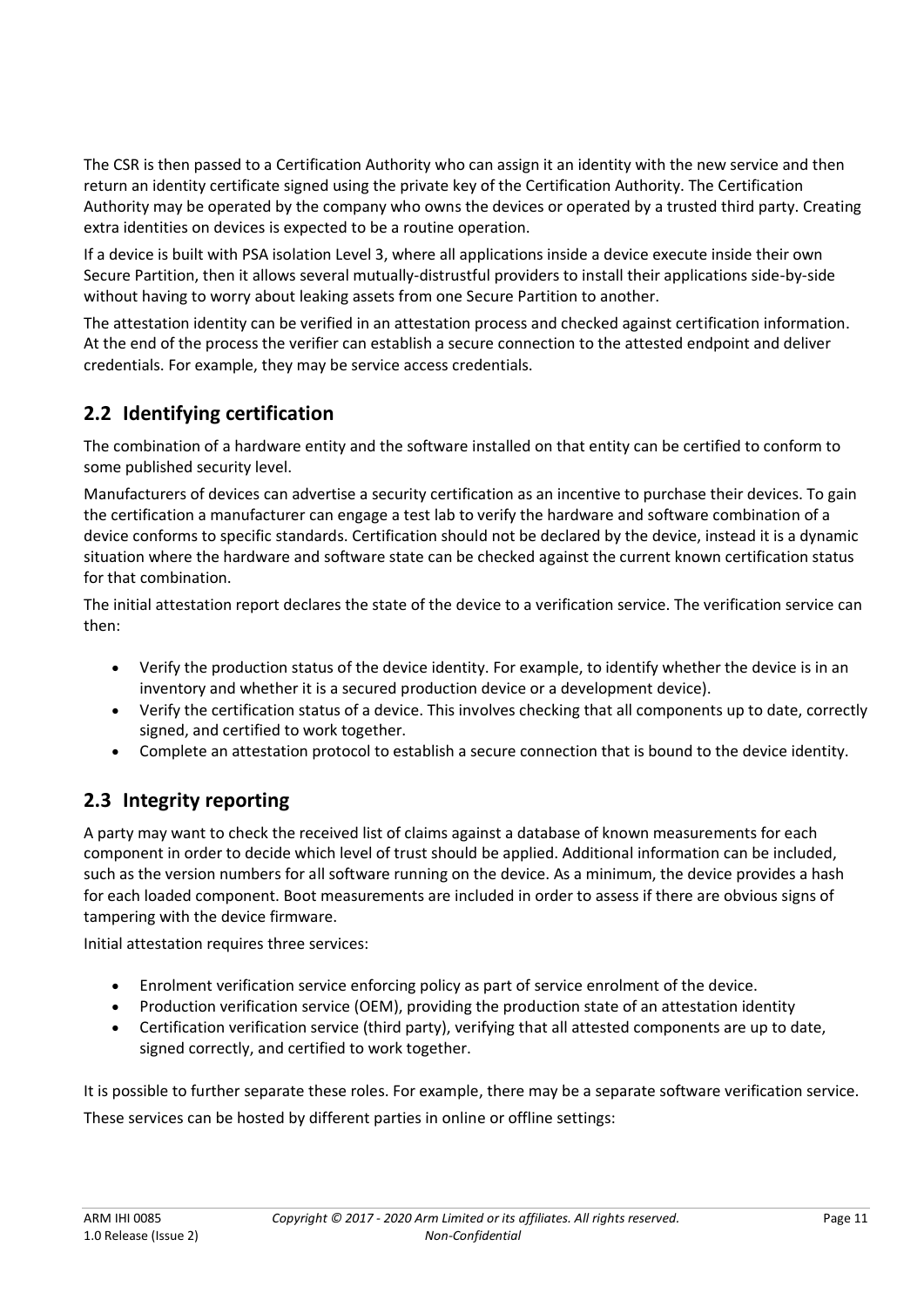The CSR is then passed to a Certification Authority who can assign it an identity with the new service and then return an identity certificate signed using the private key of the Certification Authority. The Certification Authority may be operated by the company who owns the devices or operated by a trusted third party. Creating extra identities on devices is expected to be a routine operation.

If a device is built with PSA isolation Level 3, where all applications inside a device execute inside their own Secure Partition, then it allows several mutually-distrustful providers to install their applications side-by-side without having to worry about leaking assets from one Secure Partition to another.

The attestation identity can be verified in an attestation process and checked against certification information. At the end of the process the verifier can establish a secure connection to the attested endpoint and deliver credentials. For example, they may be service access credentials.

## 2.2 Identifying certification

The combination of a hardware entity and the software installed on that entity can be certified to conform to some published security level.

Manufacturers of devices can advertise a security certification as an incentive to purchase their devices. To gain the certification a manufacturer can engage a test lab to verify the hardware and software combination of a device conforms to specific standards. Certification should not be declared by the device, instead it is a dynamic situation where the hardware and software state can be checked against the current known certification status for that combination.

The initial attestation report declares the state of the device to a verification service. The verification service can then:

- Verify the production status of the device identity. For example, to identify whether the device is in an inventory and whether it is a secured production device or a development device).
- Verify the certification status of a device. This involves checking that all components up to date, correctly signed, and certified to work together.
- Complete an attestation protocol to establish a secure connection that is bound to the device identity.

## 2.3 Integrity reporting

A party may want to check the received list of claims against a database of known measurements for each component in order to decide which level of trust should be applied. Additional information can be included, such as the version numbers for all software running on the device. As a minimum, the device provides a hash for each loaded component. Boot measurements are included in order to assess if there are obvious signs of tampering with the device firmware.

Initial attestation requires three services:

- Enrolment verification service enforcing policy as part of service enrolment of the device.
- Production verification service (OEM), providing the production state of an attestation identity
- Certification verification service (third party), verifying that all attested components are up to date, signed correctly, and certified to work together.

It is possible to further separate these roles. For example, there may be a separate software verification service.

These services can be hosted by different parties in online or offline settings: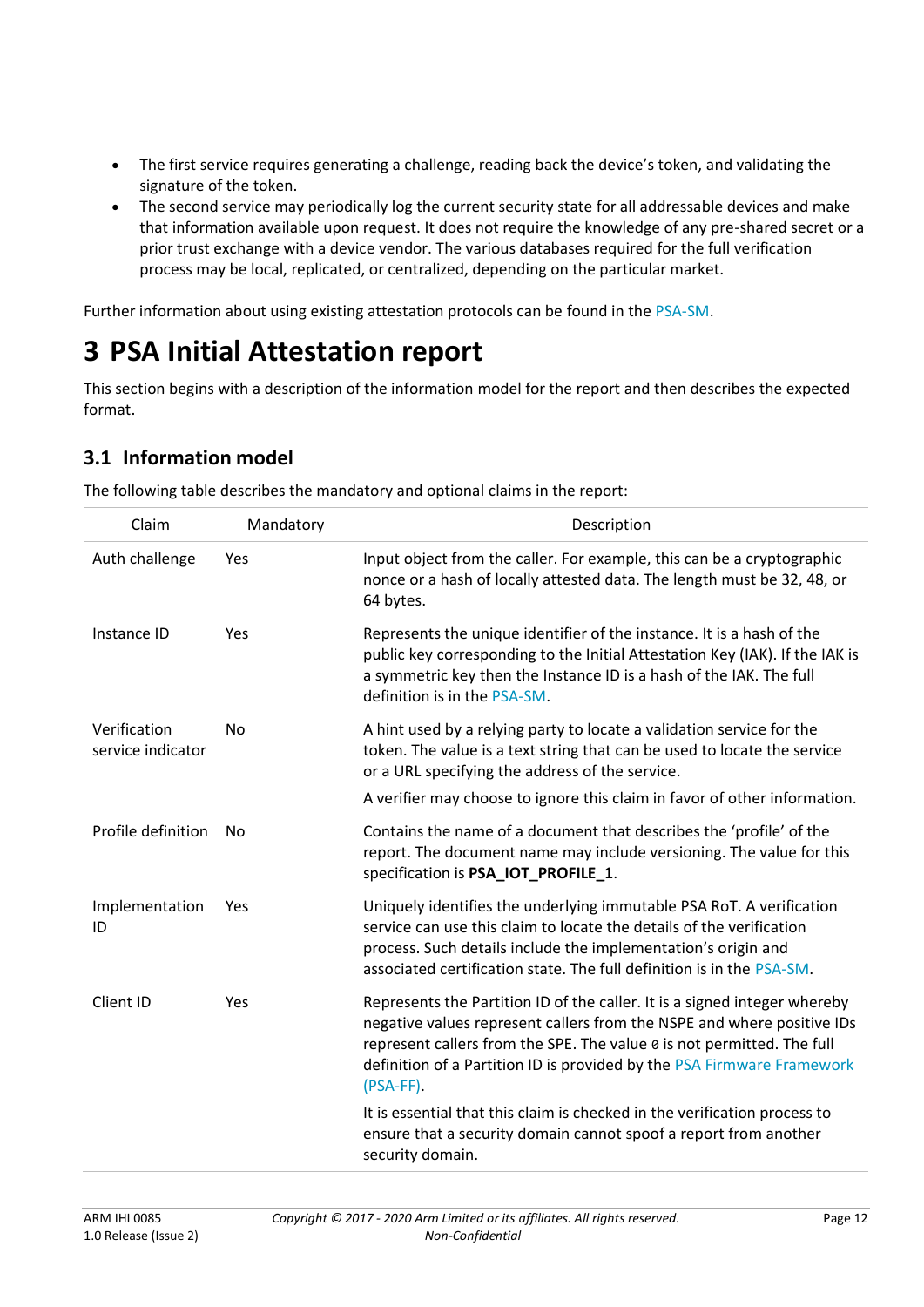- The first service requires generating a challenge, reading back the device's token, and validating the signature of the token.
- The second service may periodically log the current security state for all addressable devices and make that information available upon request. It does not require the knowledge of any pre-shared secret or a prior trust exchange with a device vendor. The various databases required for the full verification process may be local, replicated, or centralized, depending on the particular market.

Further information about using existing attestation protocols can be found in the PSA-SM.

# 3 PSA Initial Attestation report

This section begins with a description of the information model for the report and then describes the expected format.

## 3.1 Information model

The following table describes the mandatory and optional claims in the report:

| Claim | Mandatory | Description |
|---|---|---|
| Auth challenge | Yes | Input object from the caller. For example, this can be a cryptographic nonce or a hash of locally attested data. The length must be 32, 48, or 64 bytes. |
| Instance ID | Yes | Represents the unique identifier of the instance. It is a hash of the public key corresponding to the Initial Attestation Key (IAK). If the IAK is a symmetric key then the Instance ID is a hash of the IAK. The full definition is in the PSA-SM. |
| Verification service indicator | No | A hint used by a relying party to locate a validation service for the token. The value is a text string that can be used to locate the service or a URL specifying the address of the service.<br><br>A verifier may choose to ignore this claim in favor of other information. |
| Profile definition | No | Contains the name of a document that describes the 'profile' of the report. The document name may include versioning. The value for this specification is **PSA_IOT_PROFILE_1**. |
| Implementation ID | Yes | Uniquely identifies the underlying immutable PSA RoT. A verification service can use this claim to locate the details of the verification process. Such details include the implementation's origin and associated certification state. The full definition is in the PSA-SM. |
| Client ID | Yes | Represents the Partition ID of the caller. It is a signed integer whereby negative values represent callers from the NSPE and where positive IDs represent callers from the SPE. The value `0` is not permitted. The full definition of a Partition ID is provided by the PSA Firmware Framework (PSA-FF).<br><br>It is essential that this claim is checked in the verification process to ensure that a security domain cannot spoof a report from another security domain. |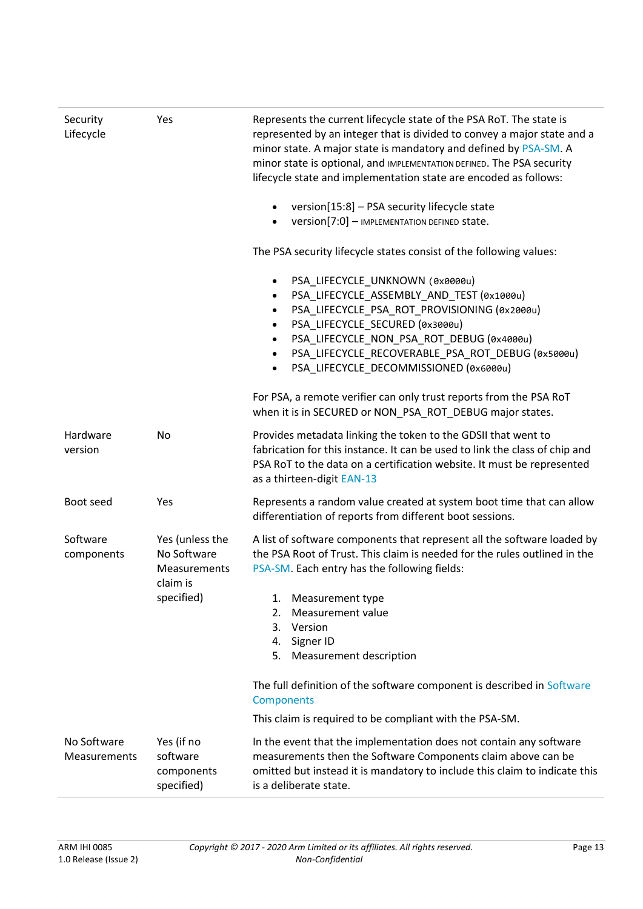| | | |
|---|---|---|
| Security Lifecycle | Yes | Represents the current lifecycle state of the PSA RoT. The state is represented by an integer that is divided to convey a major state and a minor state. A major state is mandatory and defined by PSA-SM. A minor state is optional, and IMPLEMENTATION DEFINED. The PSA security lifecycle state and implementation state are encoded as follows:<br><br>• version[15:8] – PSA security lifecycle state<br>• version[7:0] – IMPLEMENTATION DEFINED state.<br><br>The PSA security lifecycle states consist of the following values:<br><br>• PSA_LIFECYCLE_UNKNOWN (`0x0000u`)<br>• PSA_LIFECYCLE_ASSEMBLY_AND_TEST (`0x1000u`)<br>• PSA_LIFECYCLE_PSA_ROT_PROVISIONING (`0x2000u`)<br>• PSA_LIFECYCLE_SECURED (`0x3000u`)<br>• PSA_LIFECYCLE_NON_PSA_ROT_DEBUG (`0x4000u`)<br>• PSA_LIFECYCLE_RECOVERABLE_PSA_ROT_DEBUG (`0x5000u`)<br>• PSA_LIFECYCLE_DECOMMISSIONED (`0x6000u`)<br><br>For PSA, a remote verifier can only trust reports from the PSA RoT when it is in SECURED or NON_PSA_ROT_DEBUG major states. |
| Hardware version | No | Provides metadata linking the token to the GDSII that went to fabrication for this instance. It can be used to link the class of chip and PSA RoT to the data on a certification website. It must be represented as a thirteen-digit EAN-13 |
| Boot seed | Yes | Represents a random value created at system boot time that can allow differentiation of reports from different boot sessions. |
| Software components | Yes (unless the No Software Measurements claim is specified) | A list of software components that represent all the software loaded by the PSA Root of Trust. This claim is needed for the rules outlined in the PSA-SM. Each entry has the following fields:<br><br>1. Measurement type<br>2. Measurement value<br>3. Version<br>4. Signer ID<br>5. Measurement description<br><br>The full definition of the software component is described in Software Components<br><br>This claim is required to be compliant with the PSA-SM. |
| No Software Measurements | Yes (if no software components specified) | In the event that the implementation does not contain any software measurements then the Software Components claim above can be omitted but instead it is mandatory to include this claim to indicate this is a deliberate state. |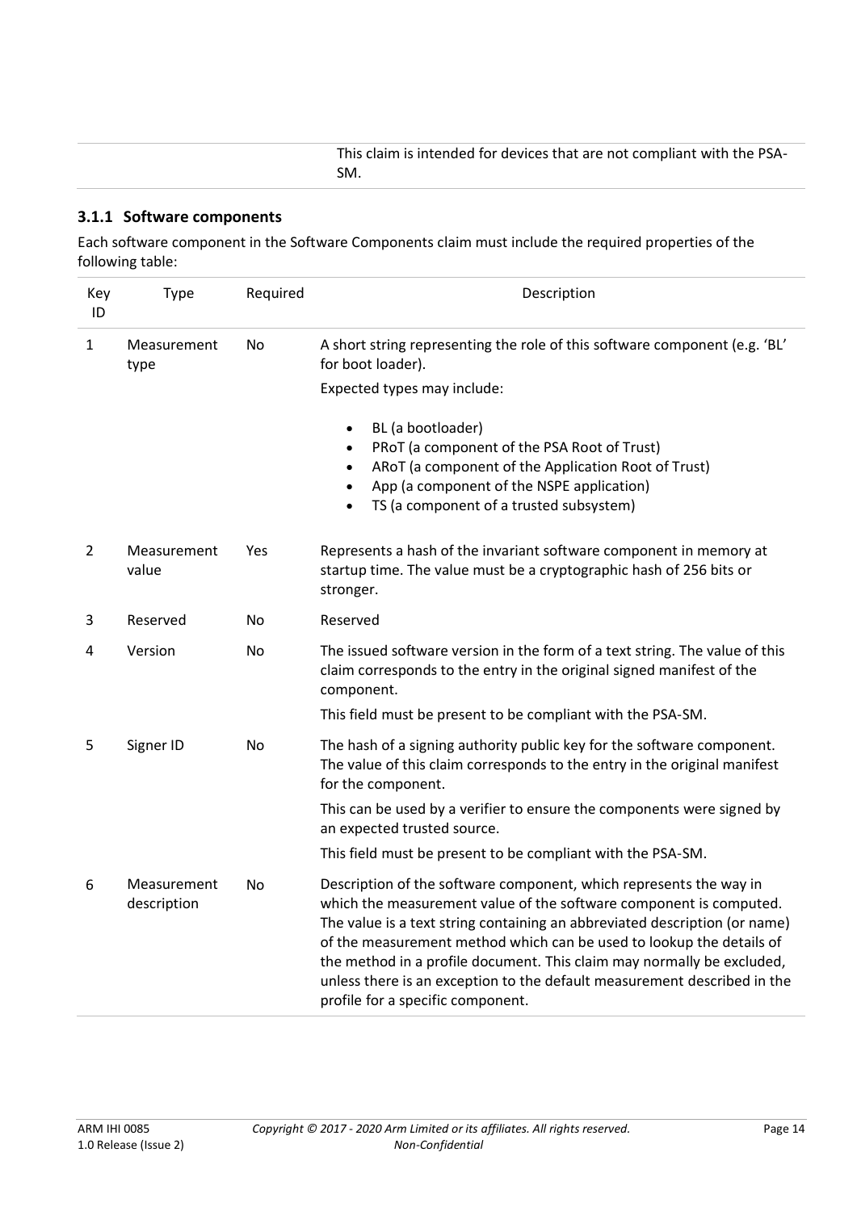| | This claim is intended for devices that are not compliant with the PSA-SM. |
|---|---|

### 3.1.1 Software components

Each software component in the Software Components claim must include the required properties of the following table:

| Key ID | Type | Required | Description |
|---|---|---|---|
| 1 | Measurement type | No | A short string representing the role of this software component (e.g. 'BL' for boot loader).<br><br>Expected types may include:<br><br>• BL (a bootloader)<br>• PRoT (a component of the PSA Root of Trust)<br>• ARoT (a component of the Application Root of Trust)<br>• App (a component of the NSPE application)<br>• TS (a component of a trusted subsystem) |
| 2 | Measurement value | Yes | Represents a hash of the invariant software component in memory at startup time. The value must be a cryptographic hash of 256 bits or stronger. |
| 3 | Reserved | No | Reserved |
| 4 | Version | No | The issued software version in the form of a text string. The value of this claim corresponds to the entry in the original signed manifest of the component.<br><br>This field must be present to be compliant with the PSA-SM. |
| 5 | Signer ID | No | The hash of a signing authority public key for the software component. The value of this claim corresponds to the entry in the original manifest for the component.<br><br>This can be used by a verifier to ensure the components were signed by an expected trusted source.<br><br>This field must be present to be compliant with the PSA-SM. |
| 6 | Measurement description | No | Description of the software component, which represents the way in which the measurement value of the software component is computed. The value is a text string containing an abbreviated description (or name) of the measurement method which can be used to lookup the details of the method in a profile document. This claim may normally be excluded, unless there is an exception to the default measurement described in the profile for a specific component. |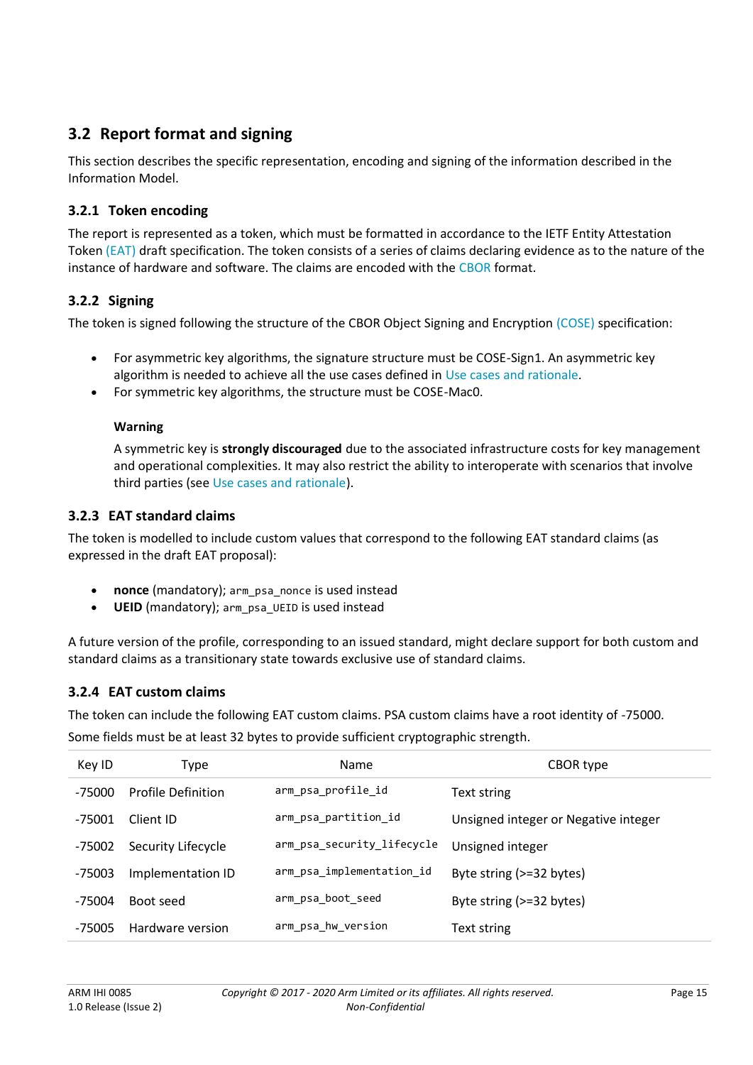## 3.2 Report format and signing

This section describes the specific representation, encoding and signing of the information described in the Information Model.

### 3.2.1 Token encoding

The report is represented as a token, which must be formatted in accordance to the IETF Entity Attestation Token (EAT) draft specification. The token consists of a series of claims declaring evidence as to the nature of the instance of hardware and software. The claims are encoded with the CBOR format.

### 3.2.2 Signing

The token is signed following the structure of the CBOR Object Signing and Encryption (COSE) specification:

- For asymmetric key algorithms, the signature structure must be COSE-Sign1. An asymmetric key algorithm is needed to achieve all the use cases defined in Use cases and rationale.
- For symmetric key algorithms, the structure must be COSE-Mac0.

**Warning**

A symmetric key is **strongly discouraged** due to the associated infrastructure costs for key management and operational complexities. It may also restrict the ability to interoperate with scenarios that involve third parties (see Use cases and rationale).

### 3.2.3 EAT standard claims

The token is modelled to include custom values that correspond to the following EAT standard claims (as expressed in the draft EAT proposal):

- **nonce** (mandatory); `arm_psa_nonce` is used instead
- **UEID** (mandatory); `arm_psa_UEID` is used instead

A future version of the profile, corresponding to an issued standard, might declare support for both custom and standard claims as a transitionary state towards exclusive use of standard claims.

### 3.2.4 EAT custom claims

The token can include the following EAT custom claims. PSA custom claims have a root identity of -75000.

Some fields must be at least 32 bytes to provide sufficient cryptographic strength.

| Key ID | Type | Name | CBOR type |
|---|---|---|---|
| -75000 | Profile Definition | `arm_psa_profile_id` | Text string |
| -75001 | Client ID | `arm_psa_partition_id` | Unsigned integer or Negative integer |
| -75002 | Security Lifecycle | `arm_psa_security_lifecycle` | Unsigned integer |
| -75003 | Implementation ID | `arm_psa_implementation_id` | Byte string (>=32 bytes) |
| -75004 | Boot seed | `arm_psa_boot_seed` | Byte string (>=32 bytes) |
| -75005 | Hardware version | `arm_psa_hw_version` | Text string |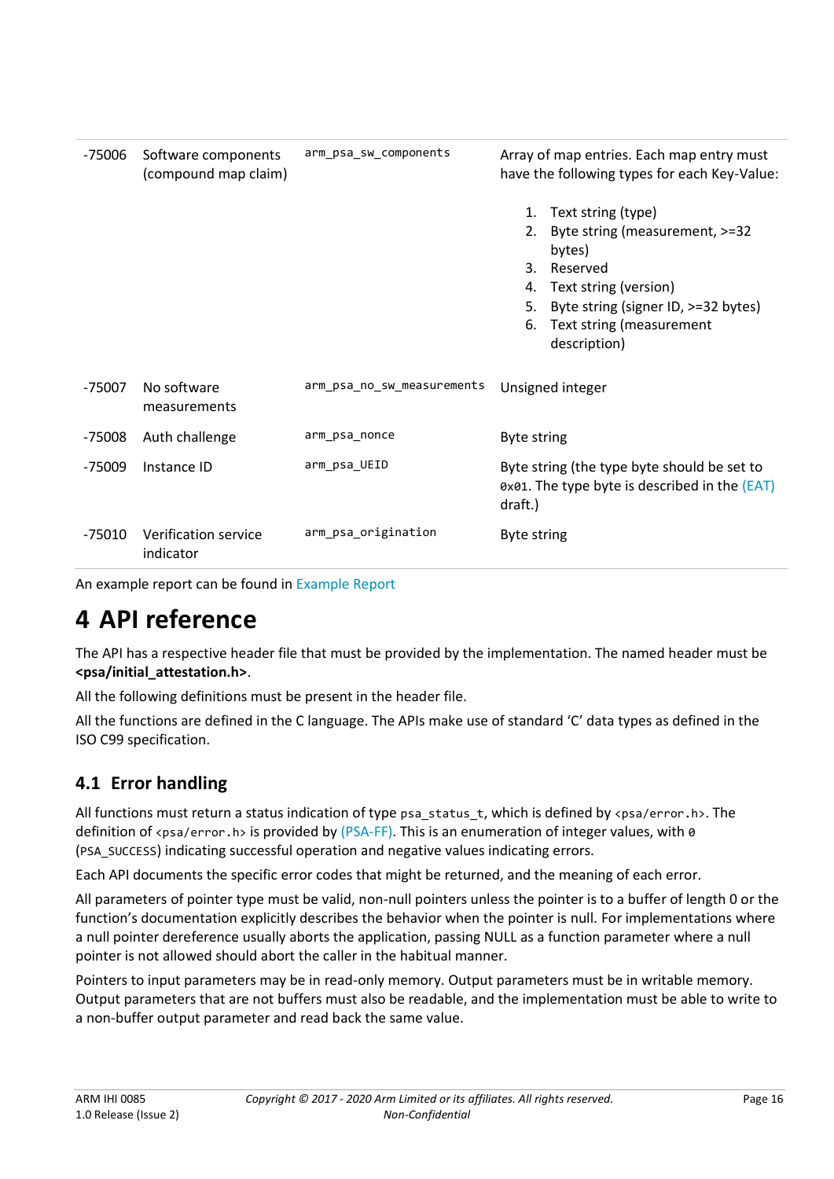| | | | |
|---|---|---|---|
| -75006 | Software components (compound map claim) | `arm_psa_sw_components` | Array of map entries. Each map entry must have the following types for each Key-Value:<br>1. Text string (type)<br>2. Byte string (measurement, >=32 bytes)<br>3. Reserved<br>4. Text string (version)<br>5. Byte string (signer ID, >=32 bytes)<br>6. Text string (measurement description) |
| -75007 | No software measurements | `arm_psa_no_sw_measurements` | Unsigned integer |
| -75008 | Auth challenge | `arm_psa_nonce` | Byte string |
| -75009 | Instance ID | `arm_psa_UEID` | Byte string (the type byte should be set to `0x01`. The type byte is described in the (EAT) draft.) |
| -75010 | Verification service indicator | `arm_psa_origination` | Byte string |

An example report can be found in Example Report

# 4 API reference

The API has a respective header file that must be provided by the implementation. The named header must be **<psa/initial_attestation.h>**.

All the following definitions must be present in the header file.

All the functions are defined in the C language. The APIs make use of standard 'C' data types as defined in the ISO C99 specification.

## 4.1 Error handling

All functions must return a status indication of type `psa_status_t`, which is defined by `<psa/error.h>`. The definition of `<psa/error.h>` is provided by (PSA-FF). This is an enumeration of integer values, with `0` (`PSA_SUCCESS`) indicating successful operation and negative values indicating errors.

Each API documents the specific error codes that might be returned, and the meaning of each error.

All parameters of pointer type must be valid, non-null pointers unless the pointer is to a buffer of length 0 or the function's documentation explicitly describes the behavior when the pointer is null. For implementations where a null pointer dereference usually aborts the application, passing NULL as a function parameter where a null pointer is not allowed should abort the caller in the habitual manner.

Pointers to input parameters may be in read-only memory. Output parameters must be in writable memory. Output parameters that are not buffers must also be readable, and the implementation must be able to write to a non-buffer output parameter and read back the same value.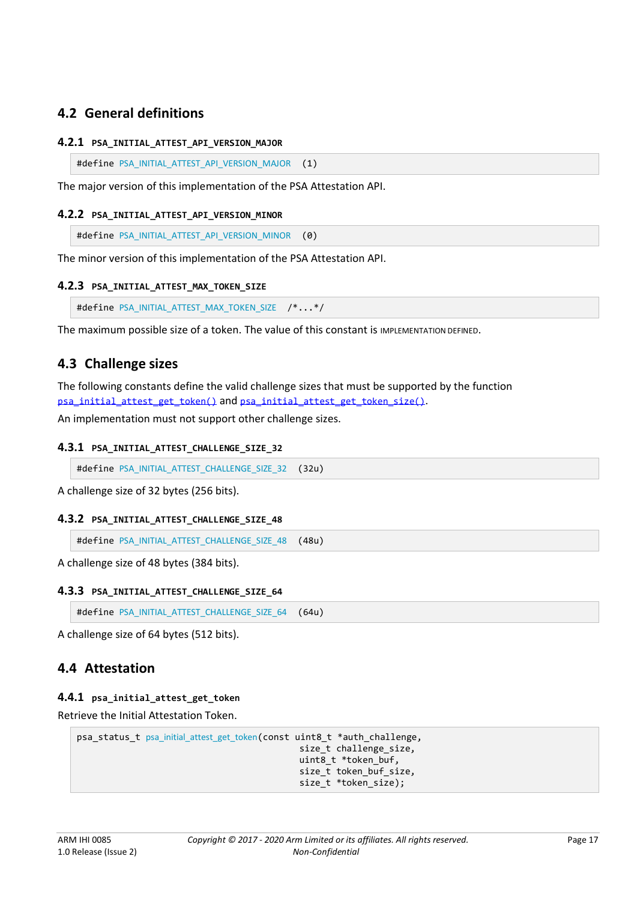## 4.2 General definitions

### 4.2.1 PSA_INITIAL_ATTEST_API_VERSION_MAJOR

```
#define PSA_INITIAL_ATTEST_API_VERSION_MAJOR (1)
```

The major version of this implementation of the PSA Attestation API.

### 4.2.2 PSA_INITIAL_ATTEST_API_VERSION_MINOR

```
#define PSA_INITIAL_ATTEST_API_VERSION_MINOR (0)
```

The minor version of this implementation of the PSA Attestation API.

### 4.2.3 PSA_INITIAL_ATTEST_MAX_TOKEN_SIZE

```
#define PSA_INITIAL_ATTEST_MAX_TOKEN_SIZE /*...*/
```

The maximum possible size of a token. The value of this constant is IMPLEMENTATION DEFINED.

## 4.3 Challenge sizes

The following constants define the valid challenge sizes that must be supported by the function psa_initial_attest_get_token() and psa_initial_attest_get_token_size().

An implementation must not support other challenge sizes.

### 4.3.1 PSA_INITIAL_ATTEST_CHALLENGE_SIZE_32

```
#define PSA_INITIAL_ATTEST_CHALLENGE_SIZE_32 (32u)
```

A challenge size of 32 bytes (256 bits).

### 4.3.2 PSA_INITIAL_ATTEST_CHALLENGE_SIZE_48

```
#define PSA_INITIAL_ATTEST_CHALLENGE_SIZE_48 (48u)
```

A challenge size of 48 bytes (384 bits).

### 4.3.3 PSA_INITIAL_ATTEST_CHALLENGE_SIZE_64

```
#define PSA_INITIAL_ATTEST_CHALLENGE_SIZE_64 (64u)
```

A challenge size of 64 bytes (512 bits).

## 4.4 Attestation

### 4.4.1 psa_initial_attest_get_token

Retrieve the Initial Attestation Token.

```
psa_status_t psa_initial_attest_get_token(const uint8_t *auth_challenge,
                                          size_t challenge_size,
                                          uint8_t *token_buf,
                                          size_t token_buf_size,
                                          size_t *token_size);
```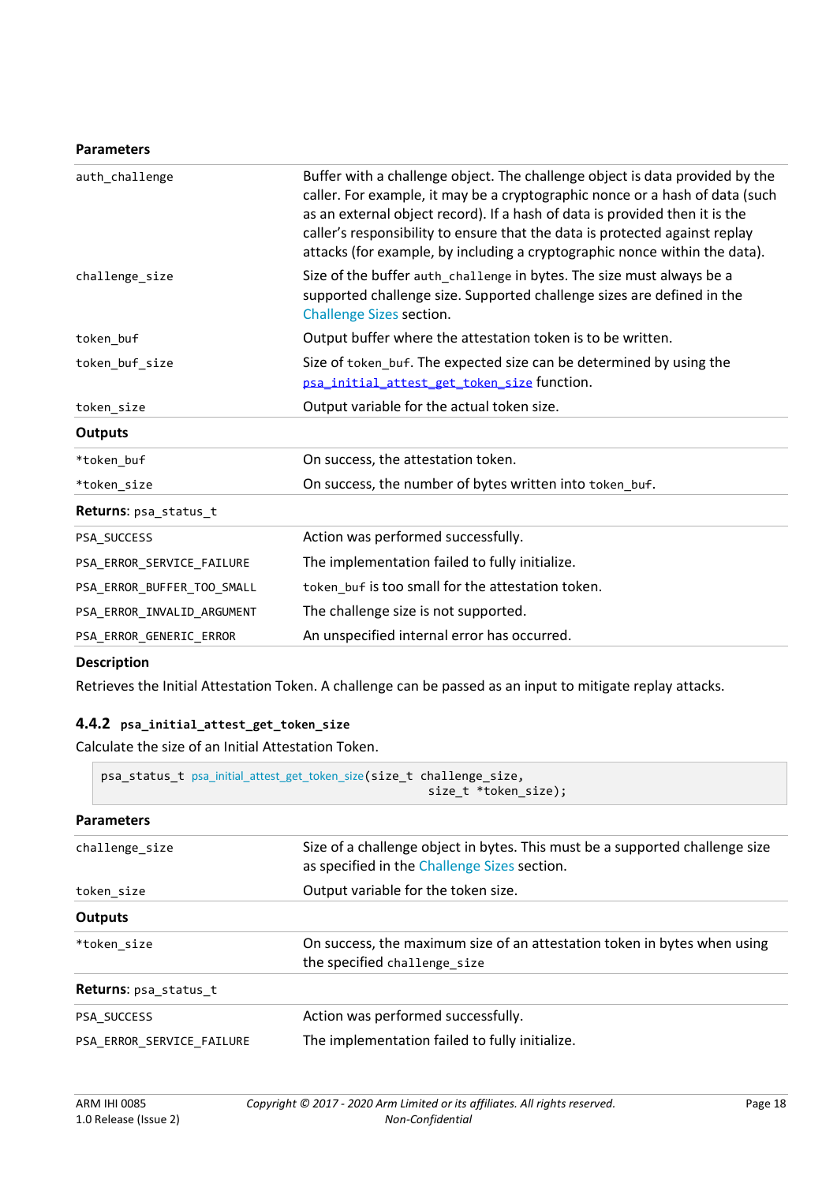**Parameters**

| | |
|---|---|
| `auth_challenge` | Buffer with a challenge object. The challenge object is data provided by the caller. For example, it may be a cryptographic nonce or a hash of data (such as an external object record). If a hash of data is provided then it is the caller's responsibility to ensure that the data is protected against replay attacks (for example, by including a cryptographic nonce within the data). |
| `challenge_size` | Size of the buffer `auth_challenge` in bytes. The size must always be a supported challenge size. Supported challenge sizes are defined in the Challenge Sizes section. |
| `token_buf` | Output buffer where the attestation token is to be written. |
| `token_buf_size` | Size of `token_buf`. The expected size can be determined by using the `psa_initial_attest_get_token_size` function. |
| `token_size` | Output variable for the actual token size. |

**Outputs**

| | |
|---|---|
| `*token_buf` | On success, the attestation token. |
| `*token_size` | On success, the number of bytes written into `token_buf`. |

**Returns**: `psa_status_t`

| | |
|---|---|
| `PSA_SUCCESS` | Action was performed successfully. |
| `PSA_ERROR_SERVICE_FAILURE` | The implementation failed to fully initialize. |
| `PSA_ERROR_BUFFER_TOO_SMALL` | `token_buf` is too small for the attestation token. |
| `PSA_ERROR_INVALID_ARGUMENT` | The challenge size is not supported. |
| `PSA_ERROR_GENERIC_ERROR` | An unspecified internal error has occurred. |

**Description**

Retrieves the Initial Attestation Token. A challenge can be passed as an input to mitigate replay attacks.

### 4.4.2 `psa_initial_attest_get_token_size`

Calculate the size of an Initial Attestation Token.

```
psa_status_t psa_initial_attest_get_token_size(size_t challenge_size,
                                               size_t *token_size);
```

**Parameters**

| | |
|---|---|
| `challenge_size` | Size of a challenge object in bytes. This must be a supported challenge size as specified in the Challenge Sizes section. |
| `token_size` | Output variable for the token size. |

**Outputs**

| | |
|---|---|
| `*token_size` | On success, the maximum size of an attestation token in bytes when using the specified `challenge_size` |

**Returns**: `psa_status_t`

| | |
|---|---|
| `PSA_SUCCESS` | Action was performed successfully. |
| `PSA_ERROR_SERVICE_FAILURE` | The implementation failed to fully initialize. |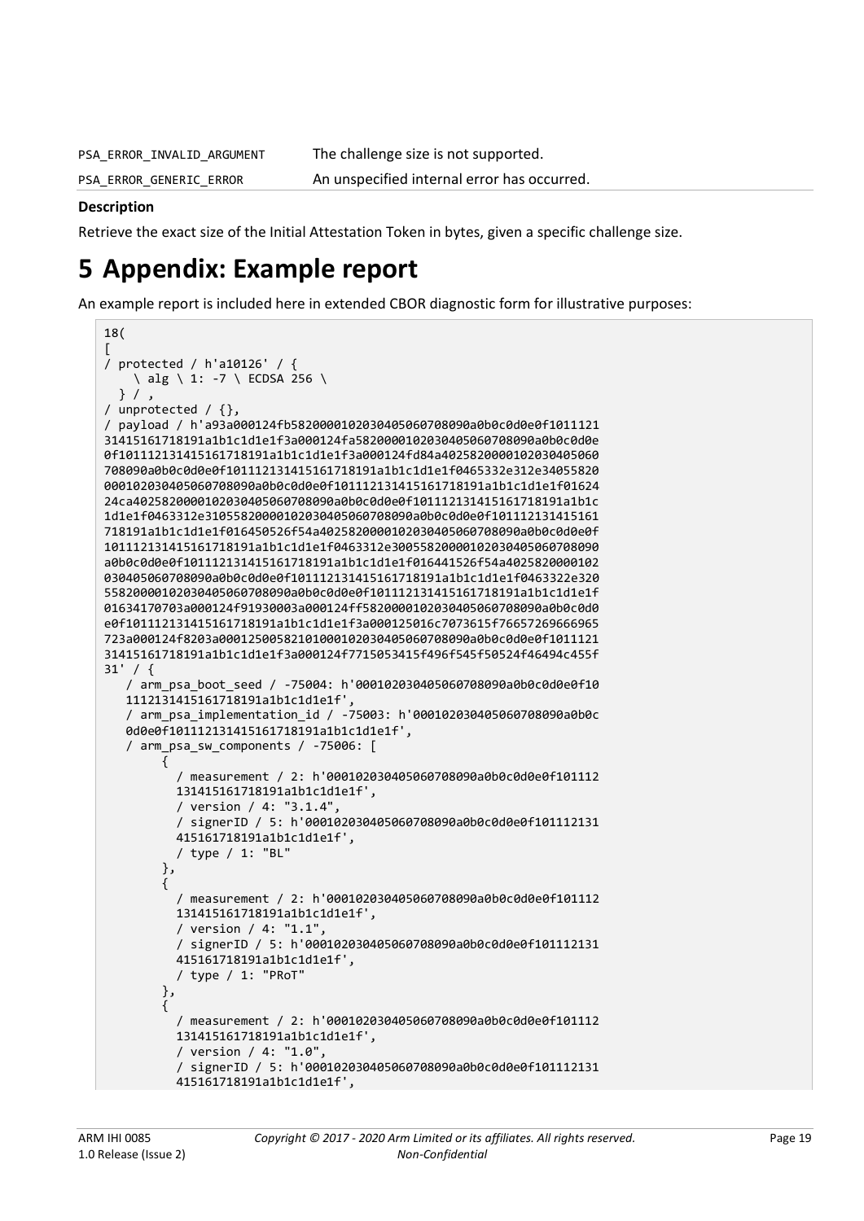| | |
|---|---|
| PSA_ERROR_INVALID_ARGUMENT | The challenge size is not supported. |
| PSA_ERROR_GENERIC_ERROR | An unspecified internal error has occurred. |

**Description**

Retrieve the exact size of the Initial Attestation Token in bytes, given a specific challenge size.

# 5 Appendix: Example report

An example report is included here in extended CBOR diagnostic form for illustrative purposes:

```
18(
[
/ protected / h'a10126' / {
    \ alg \ 1: -7 \ ECDSA 256 \
  } / ,
/ unprotected / {},
/ payload / h'a93a000124fb5820000102030405060708090a0b0c0d0e0f1011121
31415161718191a1b1c1d1e1f3a000124fa5820000102030405060708090a0b0c0d0e
0f101112131415161718191a1b1c1d1e1f3a000124fd84a4025820000102030405060
708090a0b0c0d0e0f101112131415161718191a1b1c1d1e1f0465332e312e34055820
000102030405060708090a0b0c0d0e0f101112131415161718191a1b1c1d1e1f01624
24ca4025820000102030405060708090a0b0c0d0e0f101112131415161718191a1b1c
1d1e1f0463312e31055820000102030405060708090a0b0c0d0e0f101112131415161
718191a1b1c1d1e1f016450526f54a4025820000102030405060708090a0b0c0d0e0f
101112131415161718191a1b1c1d1e1f0463312e30055820000102030405060708090
a0b0c0d0e0f101112131415161718191a1b1c1d1e1f016441526f54a4025820000102
030405060708090a0b0c0d0e0f101112131415161718191a1b1c1d1e1f0463322e320
55820000102030405060708090a0b0c0d0e0f101112131415161718191a1b1c1d1e1f
01634170703a000124f91930003a000124ff5820000102030405060708090a0b0c0d0
e0f101112131415161718191a1b1c1d1e1f3a000125016c7073615f76657269666965
723a000124f8203a00012500582101000102030405060708090a0b0c0d0e0f1011121
31415161718191a1b1c1d1e1f3a000124f7715053415f496f545f50524f46494c455f
31' / {
   / arm_psa_boot_seed / -75004: h'000102030405060708090a0b0c0d0e0f10
   1112131415161718191a1b1c1d1e1f',
   / arm_psa_implementation_id / -75003: h'000102030405060708090a0b0c
   0d0e0f101112131415161718191a1b1c1d1e1f',
   / arm_psa_sw_components / -75006: [
        {
          / measurement / 2: h'000102030405060708090a0b0c0d0e0f101112
          131415161718191a1b1c1d1e1f',
          / version / 4: "3.1.4",
          / signerID / 5: h'000102030405060708090a0b0c0d0e0f101112131
          415161718191a1b1c1d1e1f',
          / type / 1: "BL"
        },
        {
          / measurement / 2: h'000102030405060708090a0b0c0d0e0f101112
          131415161718191a1b1c1d1e1f',
          / version / 4: "1.1",
          / signerID / 5: h'000102030405060708090a0b0c0d0e0f101112131
          415161718191a1b1c1d1e1f',
          / type / 1: "PRoT"
        },
        {
          / measurement / 2: h'000102030405060708090a0b0c0d0e0f101112
          131415161718191a1b1c1d1e1f',
          / version / 4: "1.0",
          / signerID / 5: h'000102030405060708090a0b0c0d0e0f101112131
          415161718191a1b1c1d1e1f',
```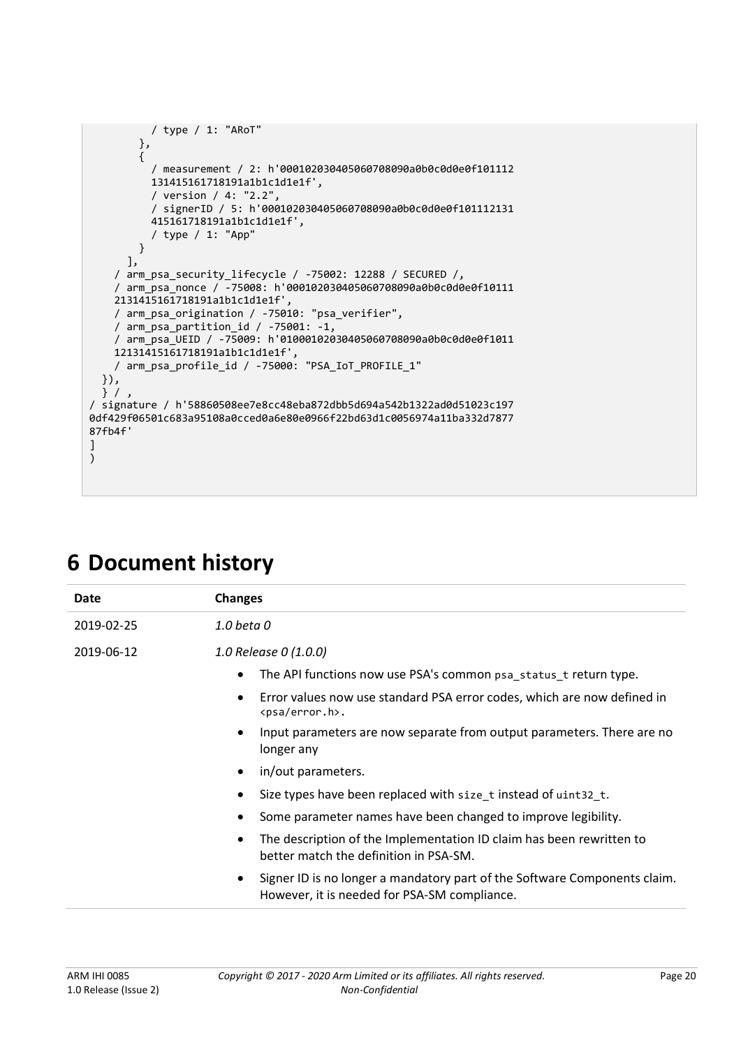```
          / type / 1: "ARoT"
        },
        {
          / measurement / 2: h'000102030405060708090a0b0c0d0e0f101112
          131415161718191a1b1c1d1e1f',
          / version / 4: "2.2",
          / signerID / 5: h'000102030405060708090a0b0c0d0e0f101112131
          415161718191a1b1c1d1e1f',
          / type / 1: "App"
        }
      ],
    / arm_psa_security_lifecycle / -75002: 12288 / SECURED /,
    / arm_psa_nonce / -75008: h'000102030405060708090a0b0c0d0e0f10111
    2131415161718191a1b1c1d1e1f',
    / arm_psa_origination / -75010: "psa_verifier",
    / arm_psa_partition_id / -75001: -1,
    / arm_psa_UEID / -75009: h'0100010203040506070809a0b0c0d0e0f1011
    12131415161718191a1b1c1d1e1f',
    / arm_psa_profile_id / -75000: "PSA_IoT_PROFILE_1"
  }),
  } / ,
/ signature / h'58860508ee7e8cc48eba872dbb5d694a542b1322ad0d51023c197
0df429f06501c683a95108a0cced0a6e80e0966f22bd63d1c0056974a11ba332d7877
87fb4f'
]
)
```

# 6 Document history

| Date | Changes |
|---|---|
| 2019-02-25 | *1.0 beta 0* |
| 2019-06-12 | *1.0 Release 0 (1.0.0)*<br>• The API functions now use PSA's common `psa_status_t` return type.<br>• Error values now use standard PSA error codes, which are now defined in `<psa/error.h>`.<br>• Input parameters are now separate from output parameters. There are no longer any<br>• in/out parameters.<br>• Size types have been replaced with `size_t` instead of `uint32_t`.<br>• Some parameter names have been changed to improve legibility.<br>• The description of the Implementation ID claim has been rewritten to better match the definition in PSA-SM.<br>• Signer ID is no longer a mandatory part of the Software Components claim. However, it is needed for PSA-SM compliance. |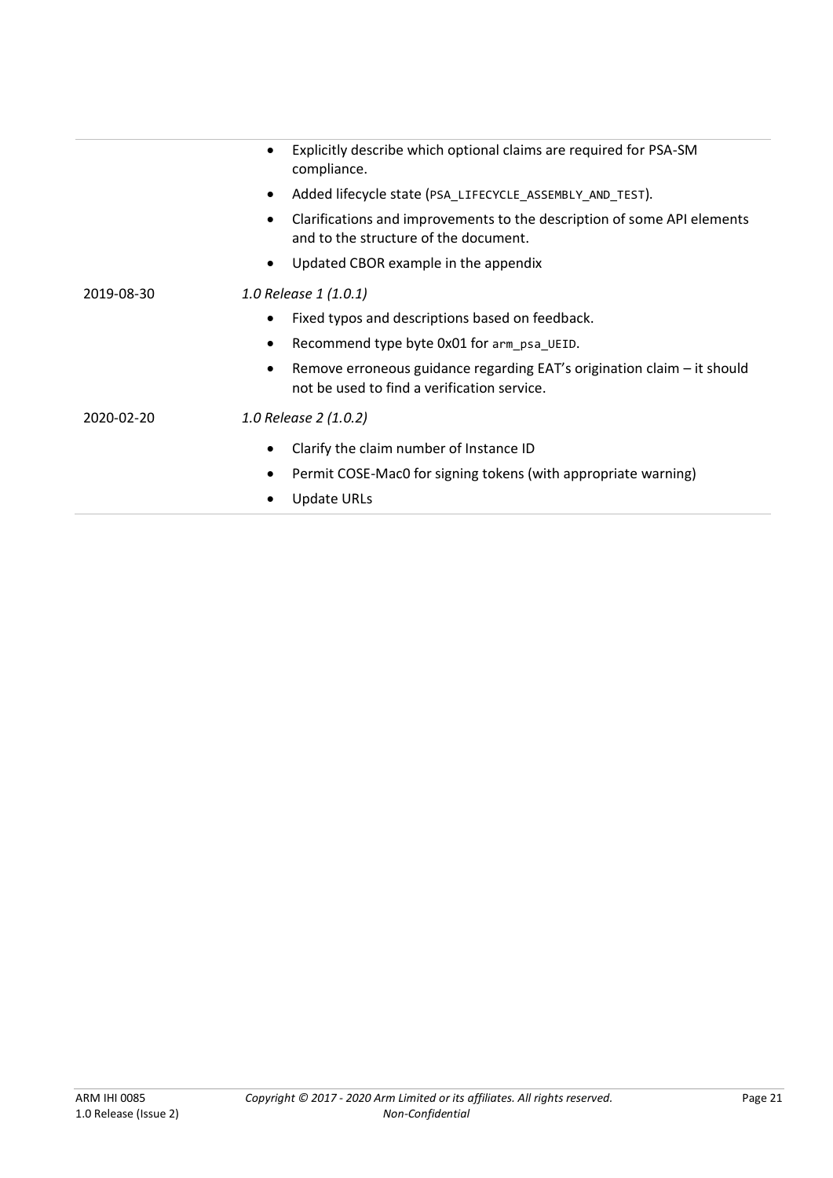| | |
|---|---|
| | - Explicitly describe which optional claims are required for PSA-SM compliance.<br>- Added lifecycle state (`PSA_LIFECYCLE_ASSEMBLY_AND_TEST`).<br>- Clarifications and improvements to the description of some API elements and to the structure of the document.<br>- Updated CBOR example in the appendix |
| 2019-08-30 | *1.0 Release 1 (1.0.1)*<br>- Fixed typos and descriptions based on feedback.<br>- Recommend type byte 0x01 for `arm_psa_UEID`.<br>- Remove erroneous guidance regarding EAT's origination claim – it should not be used to find a verification service. |
| 2020-02-20 | *1.0 Release 2 (1.0.2)*<br>- Clarify the claim number of Instance ID<br>- Permit COSE-Mac0 for signing tokens (with appropriate warning)<br>- Update URLs |